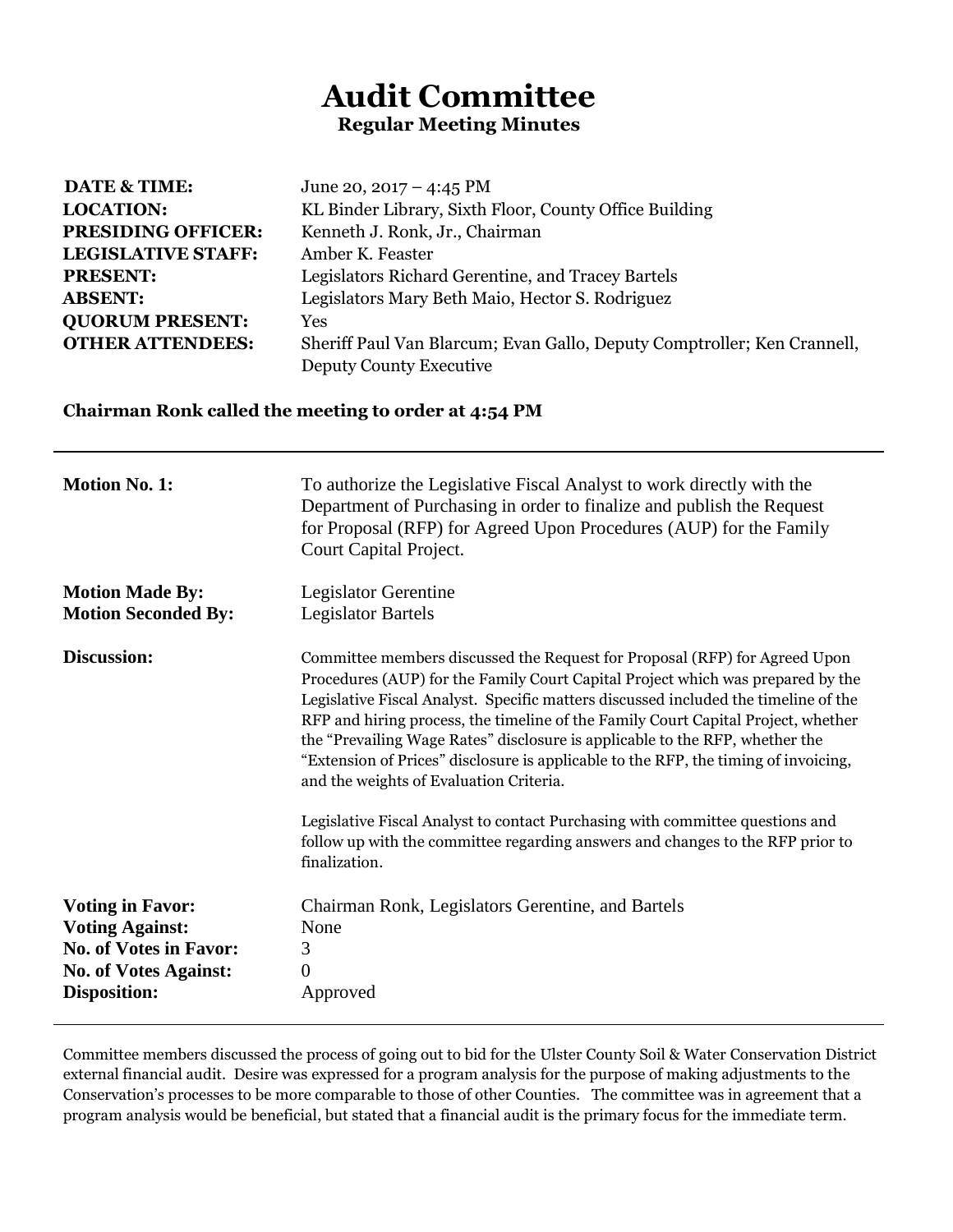# Audit Committee

**Regular Meeting Minutes**

| | |
|---|---|
| **DATE & TIME:** | June 20, 2017 – 4:45 PM |
| **LOCATION:** | KL Binder Library, Sixth Floor, County Office Building |
| **PRESIDING OFFICER:** | Kenneth J. Ronk, Jr., Chairman |
| **LEGISLATIVE STAFF:** | Amber K. Feaster |
| **PRESENT:** | Legislators Richard Gerentine, and Tracey Bartels |
| **ABSENT:** | Legislators Mary Beth Maio, Hector S. Rodriguez |
| **QUORUM PRESENT:** | Yes |
| **OTHER ATTENDEES:** | Sheriff Paul Van Blarcum; Evan Gallo, Deputy Comptroller; Ken Crannell, Deputy County Executive |

**Chairman Ronk called the meeting to order at 4:54 PM**

---

| | |
|---|---|
| **Motion No. 1:** | To authorize the Legislative Fiscal Analyst to work directly with the Department of Purchasing in order to finalize and publish the Request for Proposal (RFP) for Agreed Upon Procedures (AUP) for the Family Court Capital Project. |
| **Motion Made By:** | Legislator Gerentine |
| **Motion Seconded By:** | Legislator Bartels |
| **Discussion:** | Committee members discussed the Request for Proposal (RFP) for Agreed Upon Procedures (AUP) for the Family Court Capital Project which was prepared by the Legislative Fiscal Analyst. Specific matters discussed included the timeline of the RFP and hiring process, the timeline of the Family Court Capital Project, whether the "Prevailing Wage Rates" disclosure is applicable to the RFP, whether the "Extension of Prices" disclosure is applicable to the RFP, the timing of invoicing, and the weights of Evaluation Criteria. <br><br> Legislative Fiscal Analyst to contact Purchasing with committee questions and follow up with the committee regarding answers and changes to the RFP prior to finalization. |
| **Voting in Favor:** | Chairman Ronk, Legislators Gerentine, and Bartels |
| **Voting Against:** | None |
| **No. of Votes in Favor:** | 3 |
| **No. of Votes Against:** | 0 |
| **Disposition:** | Approved |

---

Committee members discussed the process of going out to bid for the Ulster County Soil & Water Conservation District external financial audit. Desire was expressed for a program analysis for the purpose of making adjustments to the Conservation's processes to be more comparable to those of other Counties. The committee was in agreement that a program analysis would be beneficial, but stated that a financial audit is the primary focus for the immediate term.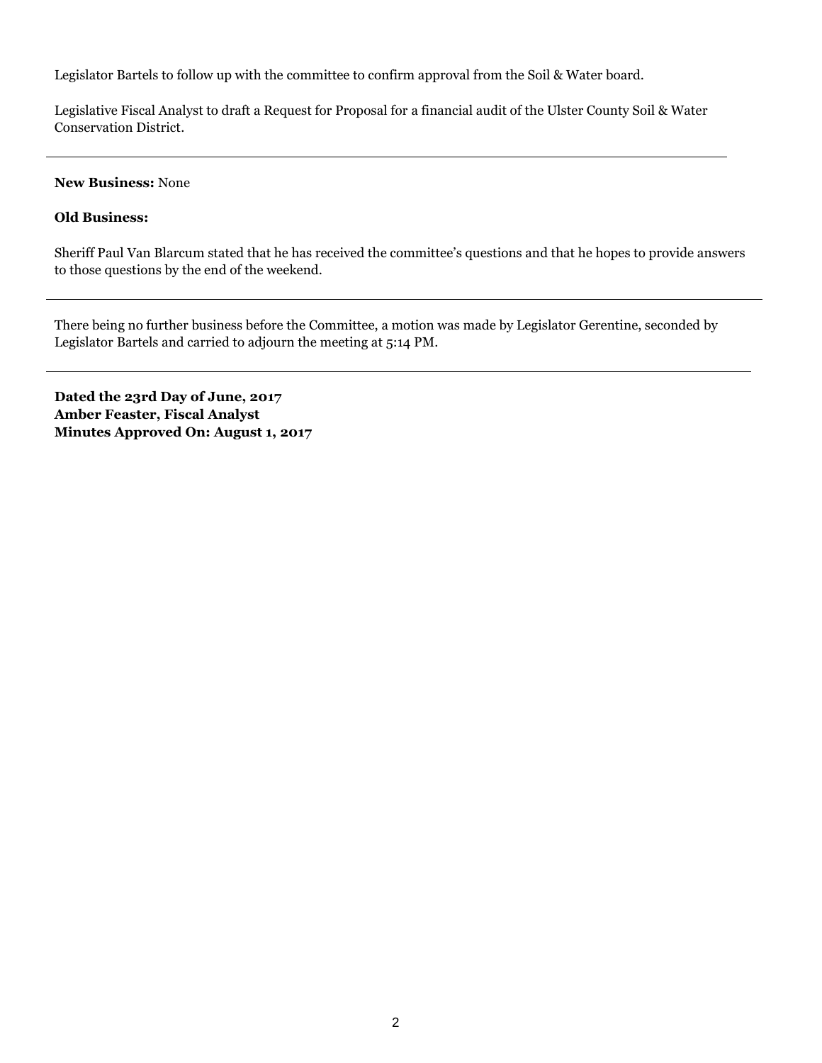Legislator Bartels to follow up with the committee to confirm approval from the Soil & Water board.

Legislative Fiscal Analyst to draft a Request for Proposal for a financial audit of the Ulster County Soil & Water Conservation District.

---

**New Business:** None

**Old Business:**

Sheriff Paul Van Blarcum stated that he has received the committee's questions and that he hopes to provide answers to those questions by the end of the weekend.

---

There being no further business before the Committee, a motion was made by Legislator Gerentine, seconded by Legislator Bartels and carried to adjourn the meeting at 5:14 PM.

---

**Dated the 23rd Day of June, 2017**
**Amber Feaster, Fiscal Analyst**
**Minutes Approved On: August 1, 2017**